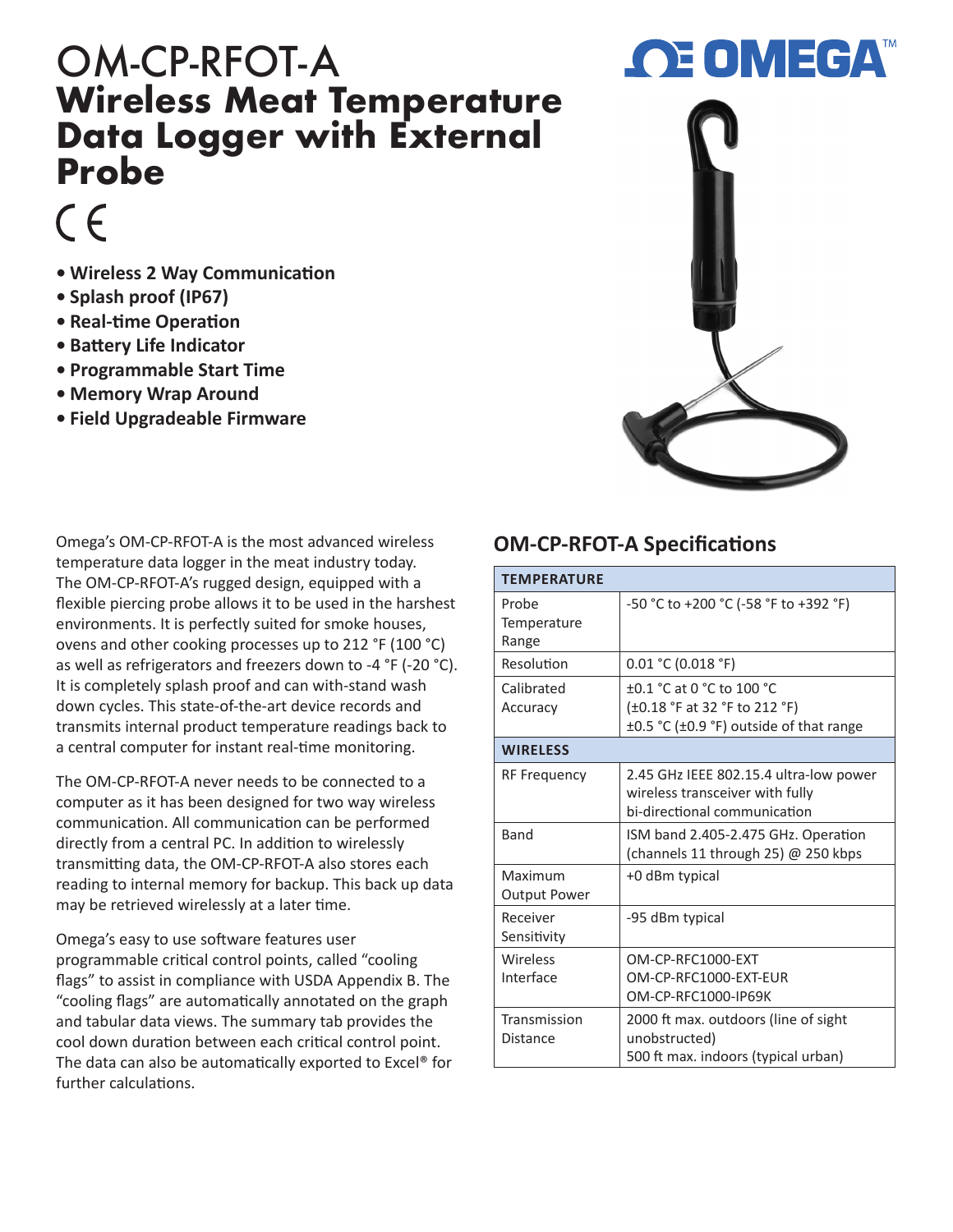# OM-CP-RFOT-A
# Wireless Meat Temperature Data Logger with External Probe

CE

- **Wireless 2 Way Communication**
- **Splash proof (IP67)**
- **Real-time Operation**
- **Battery Life Indicator**
- **Programmable Start Time**
- **Memory Wrap Around**
- **Field Upgradeable Firmware**

Omega's OM-CP-RFOT-A is the most advanced wireless temperature data logger in the meat industry today. The OM-CP-RFOT-A's rugged design, equipped with a flexible piercing probe allows it to be used in the harshest environments. It is perfectly suited for smoke houses, ovens and other cooking processes up to 212 °F (100 °C) as well as refrigerators and freezers down to -4 °F (-20 °C). It is completely splash proof and can with-stand wash down cycles. This state-of-the-art device records and transmits internal product temperature readings back to a central computer for instant real-time monitoring.

The OM-CP-RFOT-A never needs to be connected to a computer as it has been designed for two way wireless communication. All communication can be performed directly from a central PC. In addition to wirelessly transmitting data, the OM-CP-RFOT-A also stores each reading to internal memory for backup. This back up data may be retrieved wirelessly at a later time.

Omega's easy to use software features user programmable critical control points, called "cooling flags" to assist in compliance with USDA Appendix B. The "cooling flags" are automatically annotated on the graph and tabular data views. The summary tab provides the cool down duration between each critical control point. The data can also be automatically exported to Excel® for further calculations.

## OM-CP-RFOT-A Specifications

| TEMPERATURE | |
|---|---|
| Probe Temperature Range | -50 °C to +200 °C (-58 °F to +392 °F) |
| Resolution | 0.01 °C (0.018 °F) |
| Calibrated Accuracy | ±0.1 °C at 0 °C to 100 °C (±0.18 °F at 32 °F to 212 °F) ±0.5 °C (±0.9 °F) outside of that range |
| **WIRELESS** | |
| RF Frequency | 2.45 GHz IEEE 802.15.4 ultra-low power wireless transceiver with fully bi-directional communication |
| Band | ISM band 2.405-2.475 GHz. Operation (channels 11 through 25) @ 250 kbps |
| Maximum Output Power | +0 dBm typical |
| Receiver Sensitivity | -95 dBm typical |
| Wireless Interface | OM-CP-RFC1000-EXT OM-CP-RFC1000-EXT-EUR OM-CP-RFC1000-IP69K |
| Transmission Distance | 2000 ft max. outdoors (line of sight unobstructed) 500 ft max. indoors (typical urban) |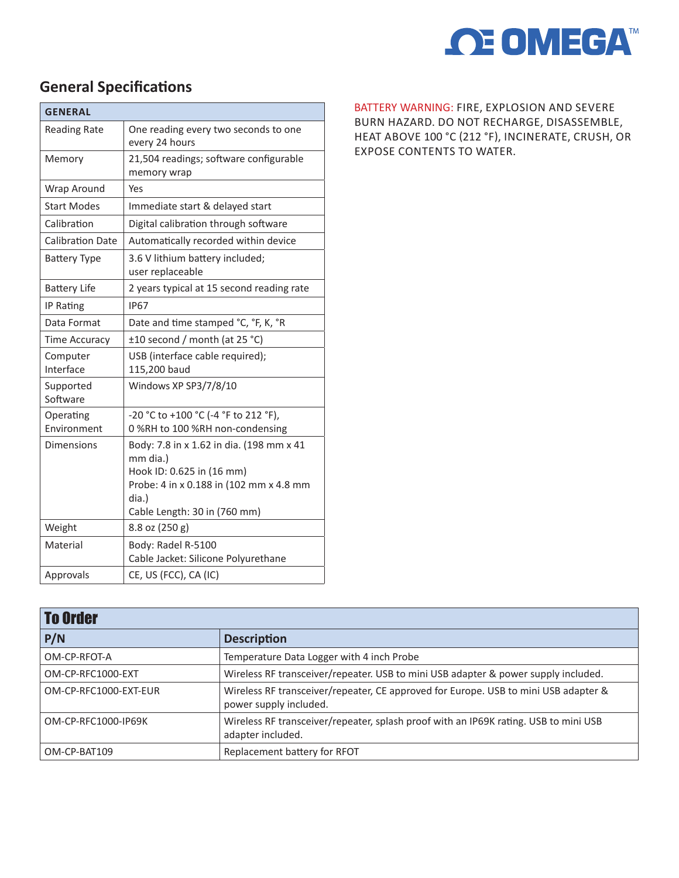## General Specifications

| GENERAL | |
|---|---|
| Reading Rate | One reading every two seconds to one every 24 hours |
| Memory | 21,504 readings; software configurable memory wrap |
| Wrap Around | Yes |
| Start Modes | Immediate start & delayed start |
| Calibration | Digital calibration through software |
| Calibration Date | Automatically recorded within device |
| Battery Type | 3.6 V lithium battery included; user replaceable |
| Battery Life | 2 years typical at 15 second reading rate |
| IP Rating | IP67 |
| Data Format | Date and time stamped °C, °F, K, °R |
| Time Accuracy | ±10 second / month (at 25 °C) |
| Computer Interface | USB (interface cable required); 115,200 baud |
| Supported Software | Windows XP SP3/7/8/10 |
| Operating Environment | -20 °C to +100 °C (-4 °F to 212 °F), 0 %RH to 100 %RH non-condensing |
| Dimensions | Body: 7.8 in x 1.62 in dia. (198 mm x 41 mm dia.)<br>Hook ID: 0.625 in (16 mm)<br>Probe: 4 in x 0.188 in (102 mm x 4.8 mm dia.)<br>Cable Length: 30 in (760 mm) |
| Weight | 8.8 oz (250 g) |
| Material | Body: Radel R-5100<br>Cable Jacket: Silicone Polyurethane |
| Approvals | CE, US (FCC), CA (IC) |

BATTERY WARNING: FIRE, EXPLOSION AND SEVERE BURN HAZARD. DO NOT RECHARGE, DISASSEMBLE, HEAT ABOVE 100 °C (212 °F), INCINERATE, CRUSH, OR EXPOSE CONTENTS TO WATER.

## To Order

| P/N | Description |
|---|---|
| OM-CP-RFOT-A | Temperature Data Logger with 4 inch Probe |
| OM-CP-RFC1000-EXT | Wireless RF transceiver/repeater. USB to mini USB adapter & power supply included. |
| OM-CP-RFC1000-EXT-EUR | Wireless RF transceiver/repeater, CE approved for Europe. USB to mini USB adapter & power supply included. |
| OM-CP-RFC1000-IP69K | Wireless RF transceiver/repeater, splash proof with an IP69K rating. USB to mini USB adapter included. |
| OM-CP-BAT109 | Replacement battery for RFOT |